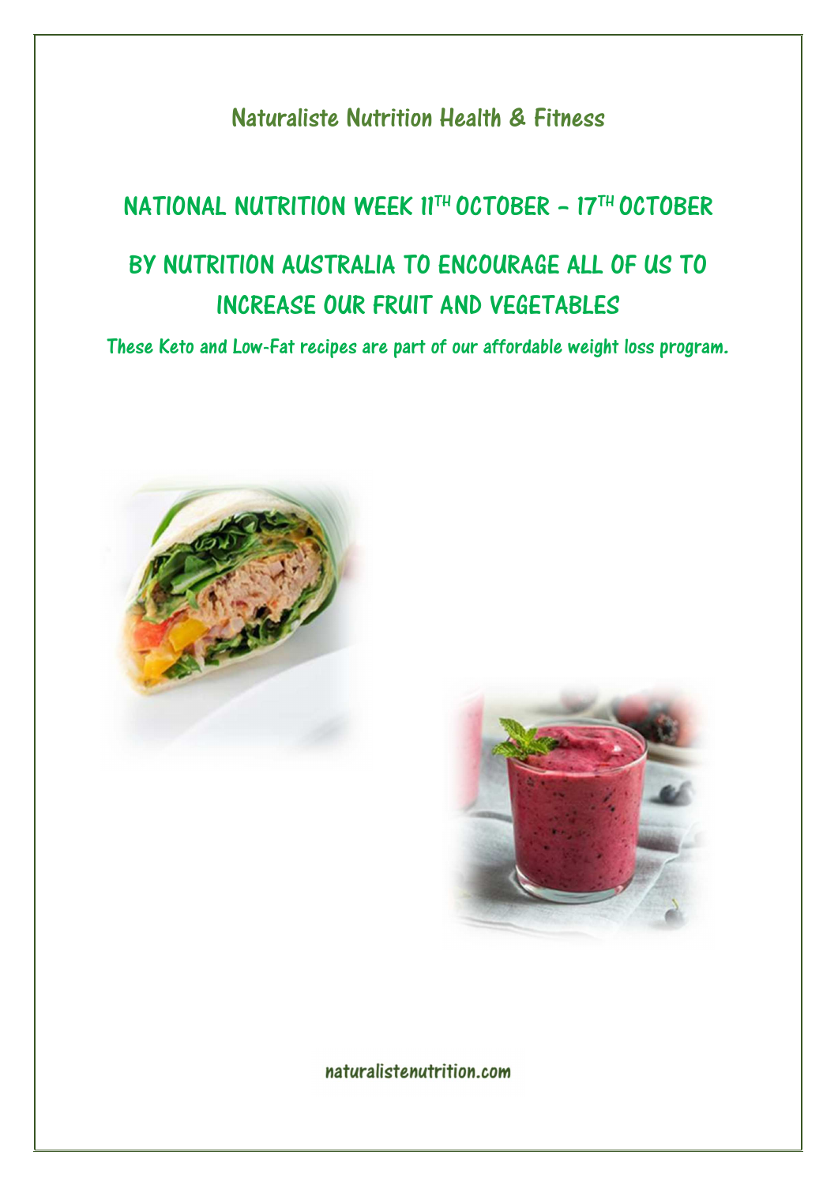# Naturaliste Nutrition Health & Fitness

## NATIONAL NUTRITION WEEK 11TH OCTOBER – 17TH OCTOBER

## BY NUTRITION AUSTRALIA TO ENCOURAGE ALL OF US TO INCREASE OUR FRUIT AND VEGETABLES

These Keto and Low-Fat recipes are part of our affordable weight loss program.

naturalistenutrition.com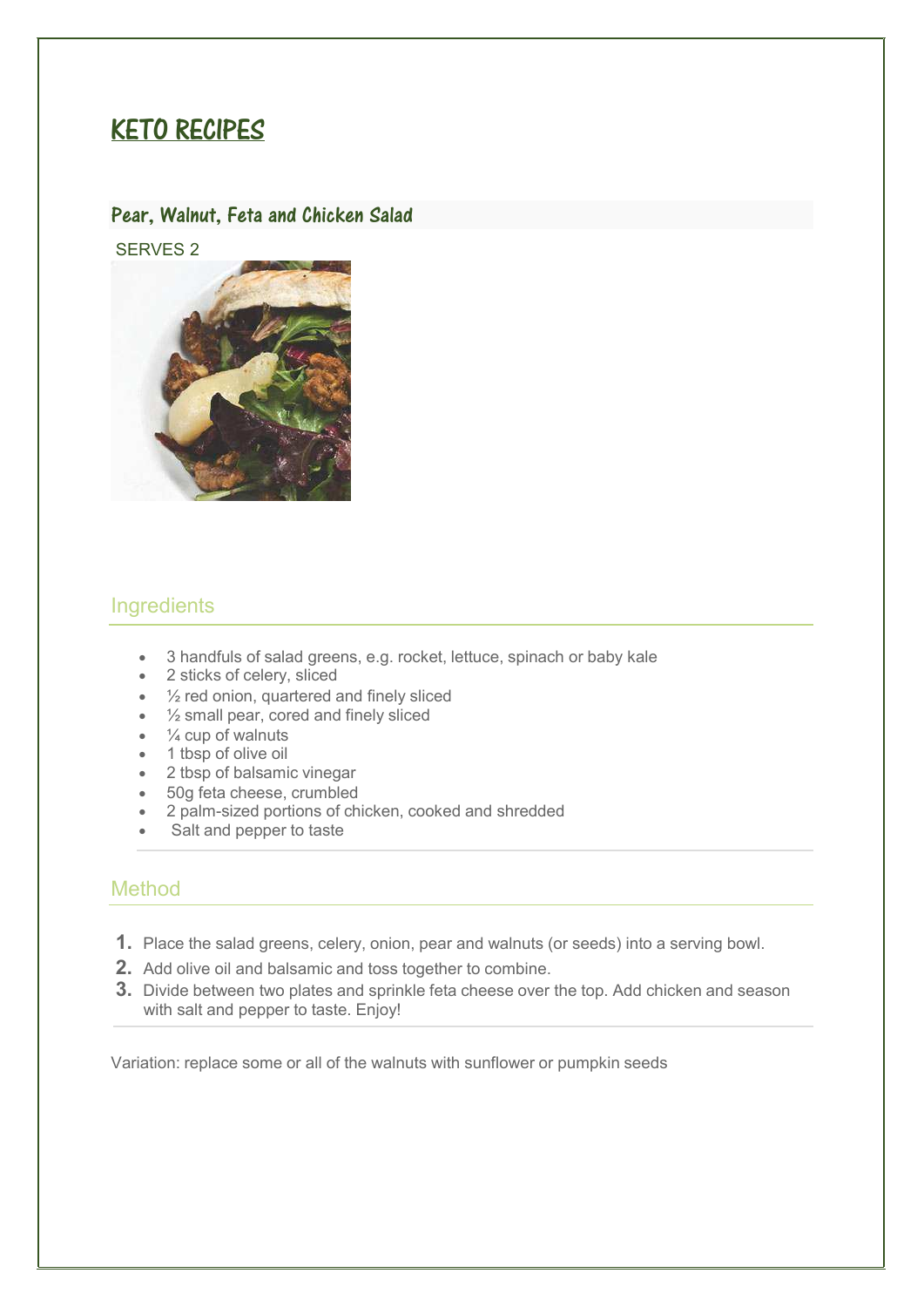# KETO RECIPES

## Pear, Walnut, Feta and Chicken Salad

SERVES 2

### Ingredients

- 3 handfuls of salad greens, e.g. rocket, lettuce, spinach or baby kale
- 2 sticks of celery, sliced
- ½ red onion, quartered and finely sliced
- ½ small pear, cored and finely sliced
- ¼ cup of walnuts
- 1 tbsp of olive oil
- 2 tbsp of balsamic vinegar
- 50g feta cheese, crumbled
- 2 palm-sized portions of chicken, cooked and shredded
- Salt and pepper to taste

### Method

1. Place the salad greens, celery, onion, pear and walnuts (or seeds) into a serving bowl.
2. Add olive oil and balsamic and toss together to combine.
3. Divide between two plates and sprinkle feta cheese over the top. Add chicken and season with salt and pepper to taste. Enjoy!

Variation: replace some or all of the walnuts with sunflower or pumpkin seeds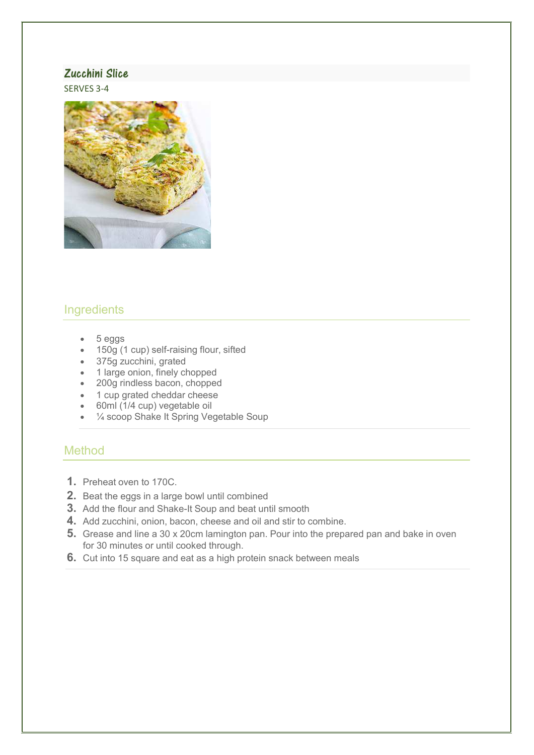## Zucchini Slice

SERVES 3-4

### Ingredients

- 5 eggs
- 150g (1 cup) self-raising flour, sifted
- 375g zucchini, grated
- 1 large onion, finely chopped
- 200g rindless bacon, chopped
- 1 cup grated cheddar cheese
- 60ml (1/4 cup) vegetable oil
- ¼ scoop Shake It Spring Vegetable Soup

### Method

1. Preheat oven to 170C.
2. Beat the eggs in a large bowl until combined
3. Add the flour and Shake-It Soup and beat until smooth
4. Add zucchini, onion, bacon, cheese and oil and stir to combine.
5. Grease and line a 30 x 20cm lamington pan. Pour into the prepared pan and bake in oven for 30 minutes or until cooked through.
6. Cut into 15 square and eat as a high protein snack between meals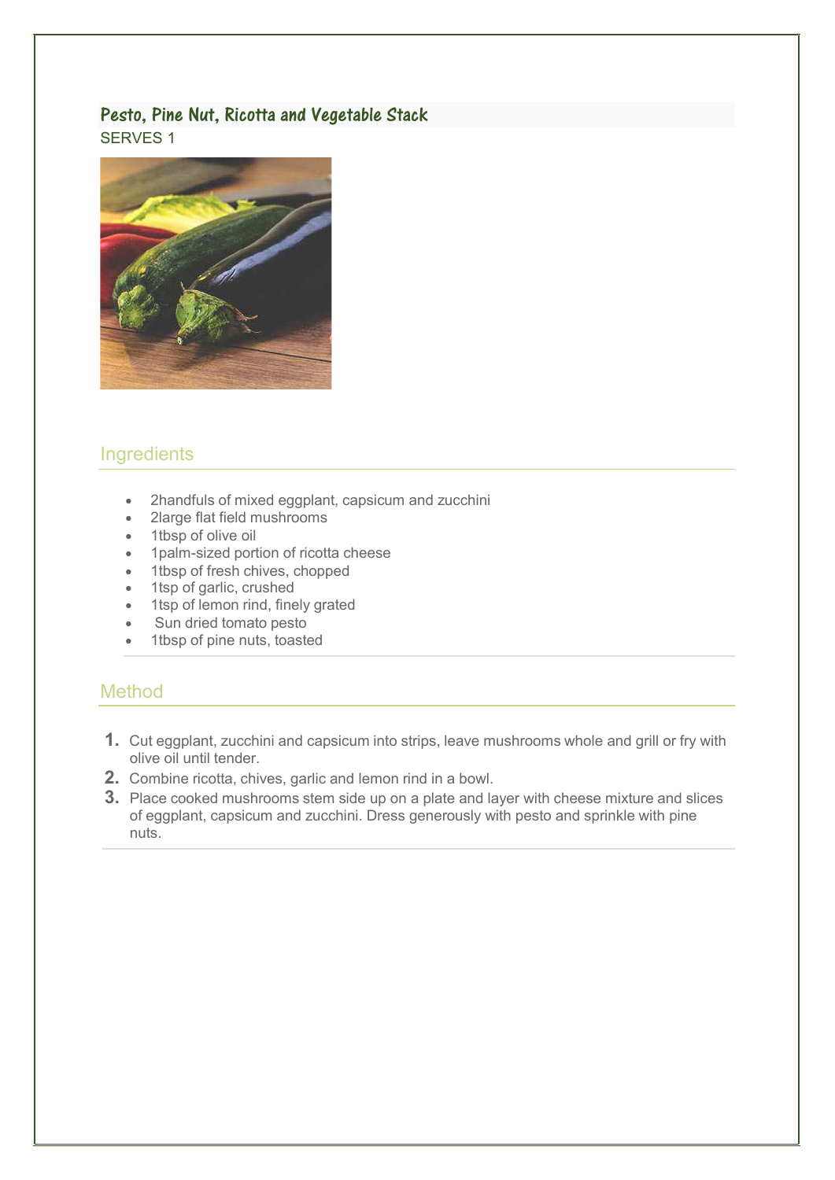## Pesto, Pine Nut, Ricotta and Vegetable Stack

SERVES 1

### Ingredients

- 2handfuls of mixed eggplant, capsicum and zucchini
- 2large flat field mushrooms
- 1tbsp of olive oil
- 1palm-sized portion of ricotta cheese
- 1tbsp of fresh chives, chopped
- 1tsp of garlic, crushed
- 1tsp of lemon rind, finely grated
- Sun dried tomato pesto
- 1tbsp of pine nuts, toasted

### Method

1. Cut eggplant, zucchini and capsicum into strips, leave mushrooms whole and grill or fry with olive oil until tender.
2. Combine ricotta, chives, garlic and lemon rind in a bowl.
3. Place cooked mushrooms stem side up on a plate and layer with cheese mixture and slices of eggplant, capsicum and zucchini. Dress generously with pesto and sprinkle with pine nuts.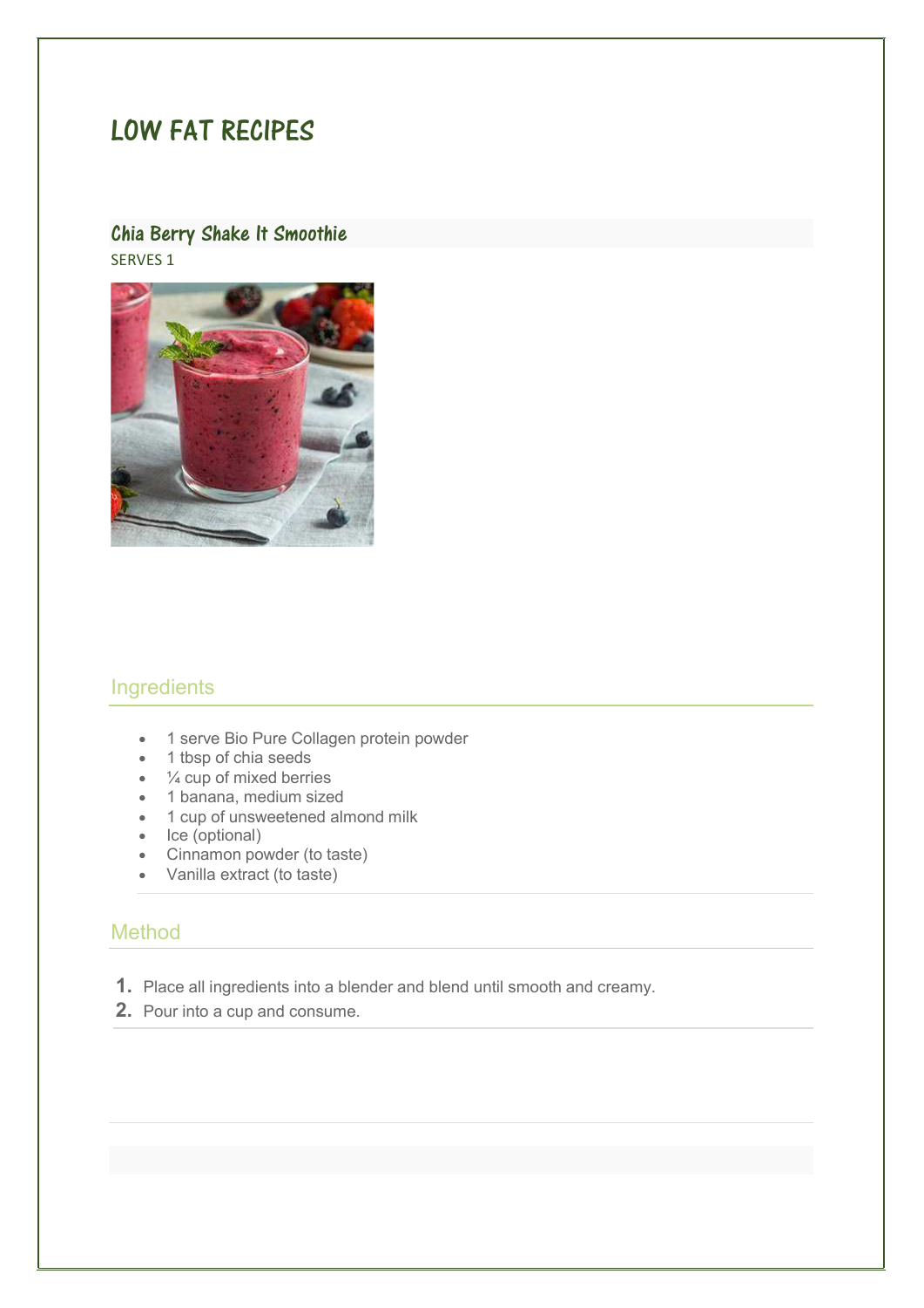# LOW FAT RECIPES

## Chia Berry Shake It Smoothie

SERVES 1

### Ingredients

- 1 serve Bio Pure Collagen protein powder
- 1 tbsp of chia seeds
- ¼ cup of mixed berries
- 1 banana, medium sized
- 1 cup of unsweetened almond milk
- Ice (optional)
- Cinnamon powder (to taste)
- Vanilla extract (to taste)

### Method

1. Place all ingredients into a blender and blend until smooth and creamy.
2. Pour into a cup and consume.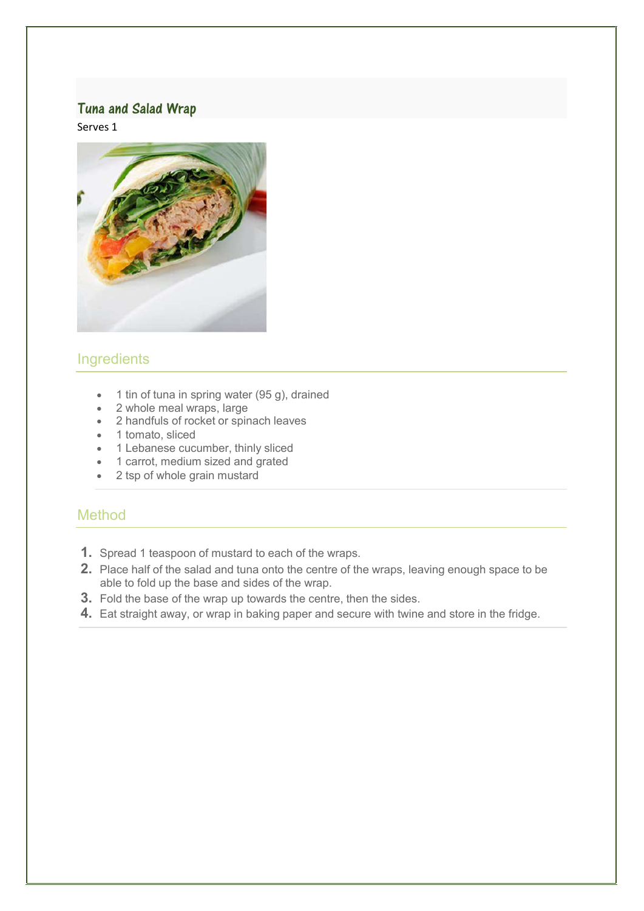## Tuna and Salad Wrap

Serves 1

### Ingredients

- 1 tin of tuna in spring water (95 g), drained
- 2 whole meal wraps, large
- 2 handfuls of rocket or spinach leaves
- 1 tomato, sliced
- 1 Lebanese cucumber, thinly sliced
- 1 carrot, medium sized and grated
- 2 tsp of whole grain mustard

### Method

1. Spread 1 teaspoon of mustard to each of the wraps.
2. Place half of the salad and tuna onto the centre of the wraps, leaving enough space to be able to fold up the base and sides of the wrap.
3. Fold the base of the wrap up towards the centre, then the sides.
4. Eat straight away, or wrap in baking paper and secure with twine and store in the fridge.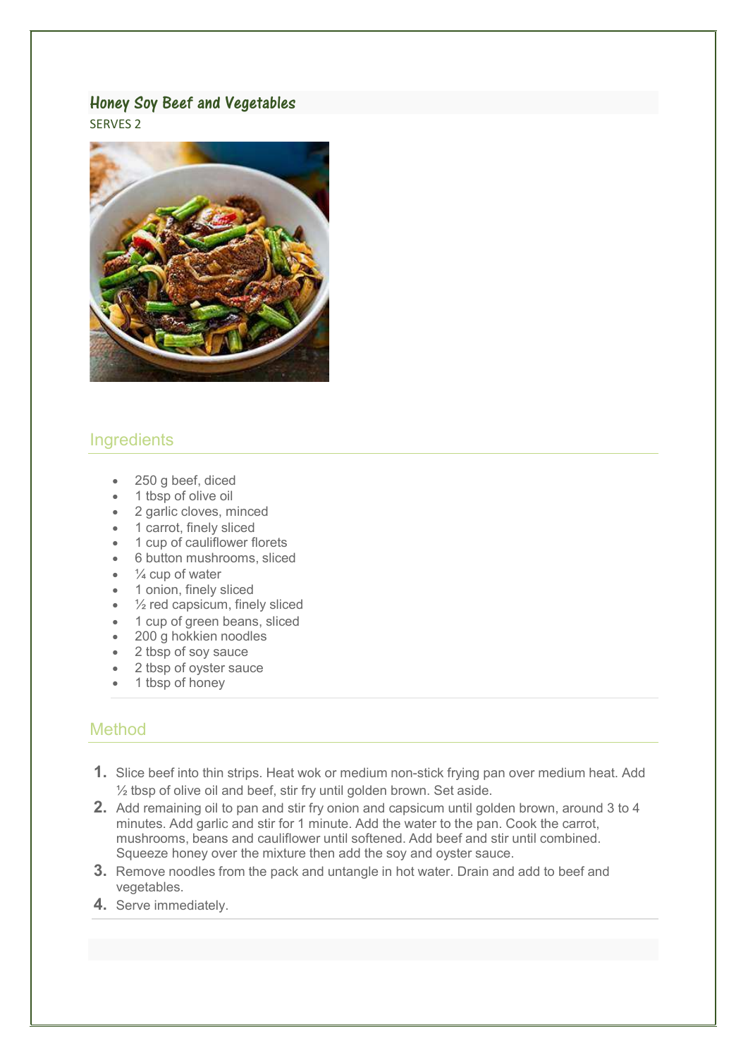## Honey Soy Beef and Vegetables

SERVES 2

### Ingredients

- 250 g beef, diced
- 1 tbsp of olive oil
- 2 garlic cloves, minced
- 1 carrot, finely sliced
- 1 cup of cauliflower florets
- 6 button mushrooms, sliced
- ¼ cup of water
- 1 onion, finely sliced
- ½ red capsicum, finely sliced
- 1 cup of green beans, sliced
- 200 g hokkien noodles
- 2 tbsp of soy sauce
- 2 tbsp of oyster sauce
- 1 tbsp of honey

### Method

1. Slice beef into thin strips. Heat wok or medium non-stick frying pan over medium heat. Add ½ tbsp of olive oil and beef, stir fry until golden brown. Set aside.
2. Add remaining oil to pan and stir fry onion and capsicum until golden brown, around 3 to 4 minutes. Add garlic and stir for 1 minute. Add the water to the pan. Cook the carrot, mushrooms, beans and cauliflower until softened. Add beef and stir until combined. Squeeze honey over the mixture then add the soy and oyster sauce.
3. Remove noodles from the pack and untangle in hot water. Drain and add to beef and vegetables.
4. Serve immediately.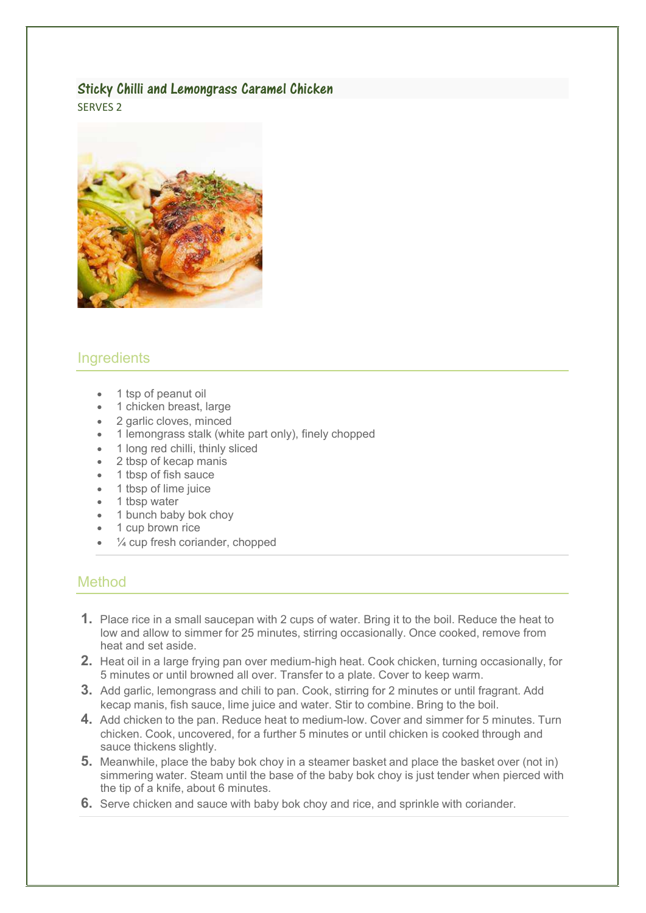## Sticky Chilli and Lemongrass Caramel Chicken

SERVES 2

### Ingredients

- 1 tsp of peanut oil
- 1 chicken breast, large
- 2 garlic cloves, minced
- 1 lemongrass stalk (white part only), finely chopped
- 1 long red chilli, thinly sliced
- 2 tbsp of kecap manis
- 1 tbsp of fish sauce
- 1 tbsp of lime juice
- 1 tbsp water
- 1 bunch baby bok choy
- 1 cup brown rice
- ¼ cup fresh coriander, chopped

### Method

1. Place rice in a small saucepan with 2 cups of water. Bring it to the boil. Reduce the heat to low and allow to simmer for 25 minutes, stirring occasionally. Once cooked, remove from heat and set aside.
2. Heat oil in a large frying pan over medium-high heat. Cook chicken, turning occasionally, for 5 minutes or until browned all over. Transfer to a plate. Cover to keep warm.
3. Add garlic, lemongrass and chili to pan. Cook, stirring for 2 minutes or until fragrant. Add kecap manis, fish sauce, lime juice and water. Stir to combine. Bring to the boil.
4. Add chicken to the pan. Reduce heat to medium-low. Cover and simmer for 5 minutes. Turn chicken. Cook, uncovered, for a further 5 minutes or until chicken is cooked through and sauce thickens slightly.
5. Meanwhile, place the baby bok choy in a steamer basket and place the basket over (not in) simmering water. Steam until the base of the baby bok choy is just tender when pierced with the tip of a knife, about 6 minutes.
6. Serve chicken and sauce with baby bok choy and rice, and sprinkle with coriander.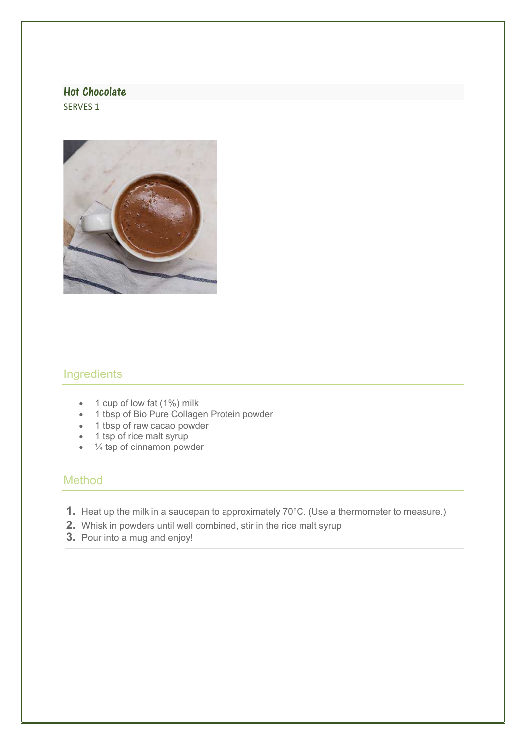# Hot Chocolate

SERVES 1

## Ingredients

- 1 cup of low fat (1%) milk
- 1 tbsp of Bio Pure Collagen Protein powder
- 1 tbsp of raw cacao powder
- 1 tsp of rice malt syrup
- ¼ tsp of cinnamon powder

## Method

1. Heat up the milk in a saucepan to approximately 70°C. (Use a thermometer to measure.)
2. Whisk in powders until well combined, stir in the rice malt syrup
3. Pour into a mug and enjoy!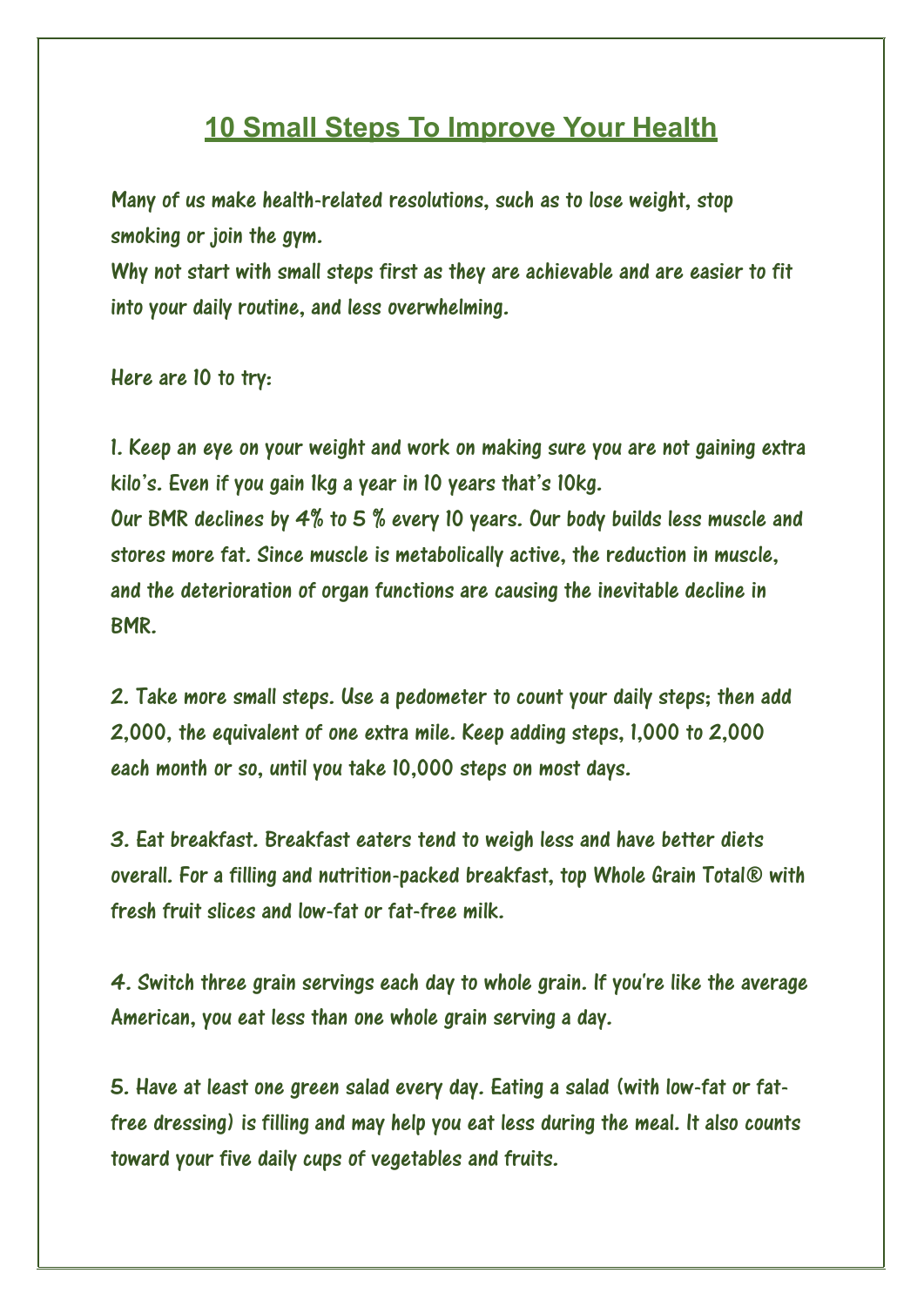# 10 Small Steps To Improve Your Health

Many of us make health-related resolutions, such as to lose weight, stop smoking or join the gym.
Why not start with small steps first as they are achievable and are easier to fit into your daily routine, and less overwhelming.

Here are 10 to try:

1. Keep an eye on your weight and work on making sure you are not gaining extra kilo's. Even if you gain 1kg a year in 10 years that's 10kg.
Our BMR declines by 4% to 5 % every 10 years. Our body builds less muscle and stores more fat. Since muscle is metabolically active, the reduction in muscle, and the deterioration of organ functions are causing the inevitable decline in BMR.

2. Take more small steps. Use a pedometer to count your daily steps; then add 2,000, the equivalent of one extra mile. Keep adding steps, 1,000 to 2,000 each month or so, until you take 10,000 steps on most days.

3. Eat breakfast. Breakfast eaters tend to weigh less and have better diets overall. For a filling and nutrition-packed breakfast, top Whole Grain Total® with fresh fruit slices and low-fat or fat-free milk.

4. Switch three grain servings each day to whole grain. If you're like the average American, you eat less than one whole grain serving a day.

5. Have at least one green salad every day. Eating a salad (with low-fat or fat-free dressing) is filling and may help you eat less during the meal. It also counts toward your five daily cups of vegetables and fruits.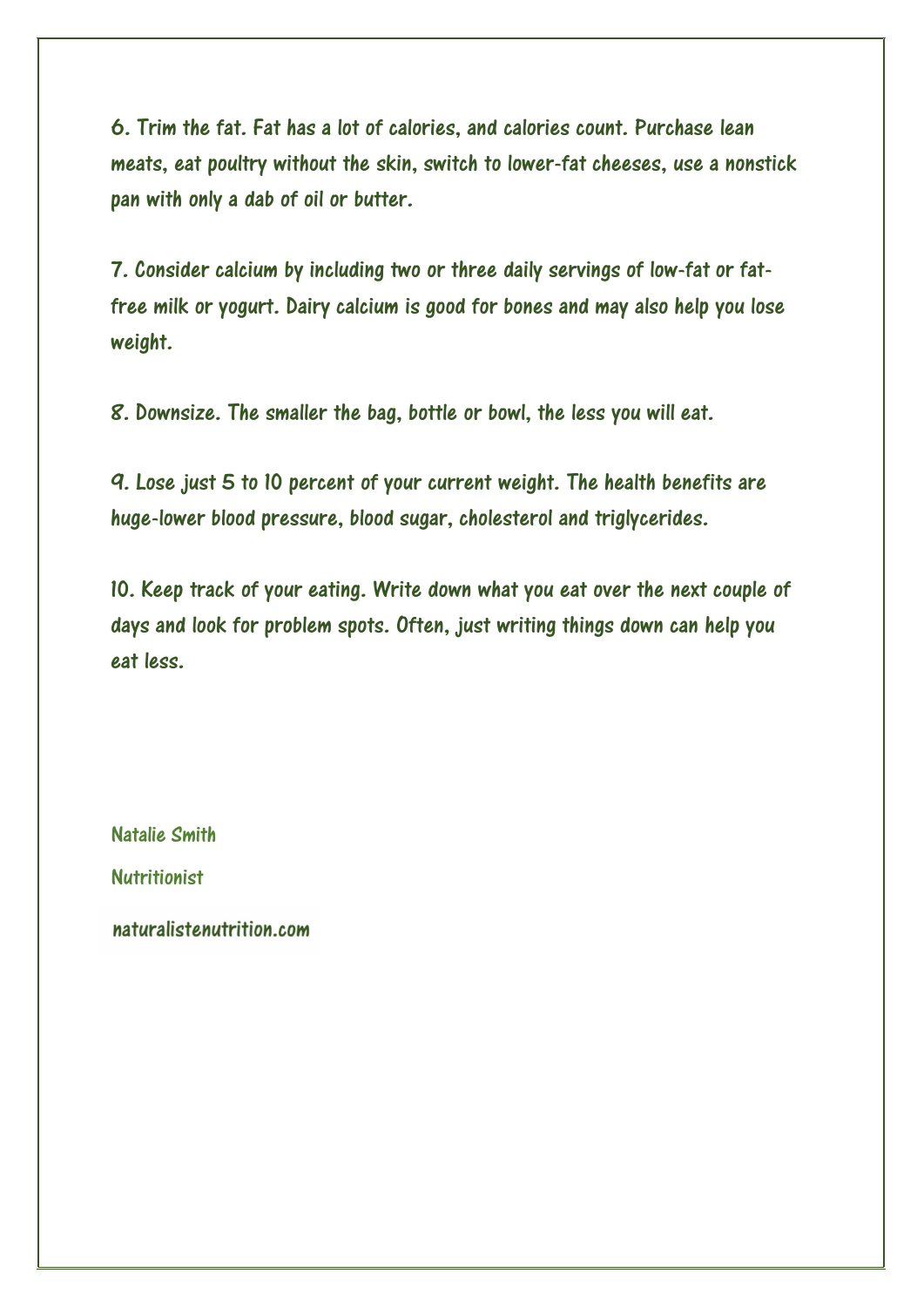6. Trim the fat. Fat has a lot of calories, and calories count. Purchase lean meats, eat poultry without the skin, switch to lower-fat cheeses, use a nonstick pan with only a dab of oil or butter.

7. Consider calcium by including two or three daily servings of low-fat or fat-free milk or yogurt. Dairy calcium is good for bones and may also help you lose weight.

8. Downsize. The smaller the bag, bottle or bowl, the less you will eat.

9. Lose just 5 to 10 percent of your current weight. The health benefits are huge-lower blood pressure, blood sugar, cholesterol and triglycerides.

10. Keep track of your eating. Write down what you eat over the next couple of days and look for problem spots. Often, just writing things down can help you eat less.

Natalie Smith

Nutritionist

naturalistenutrition.com